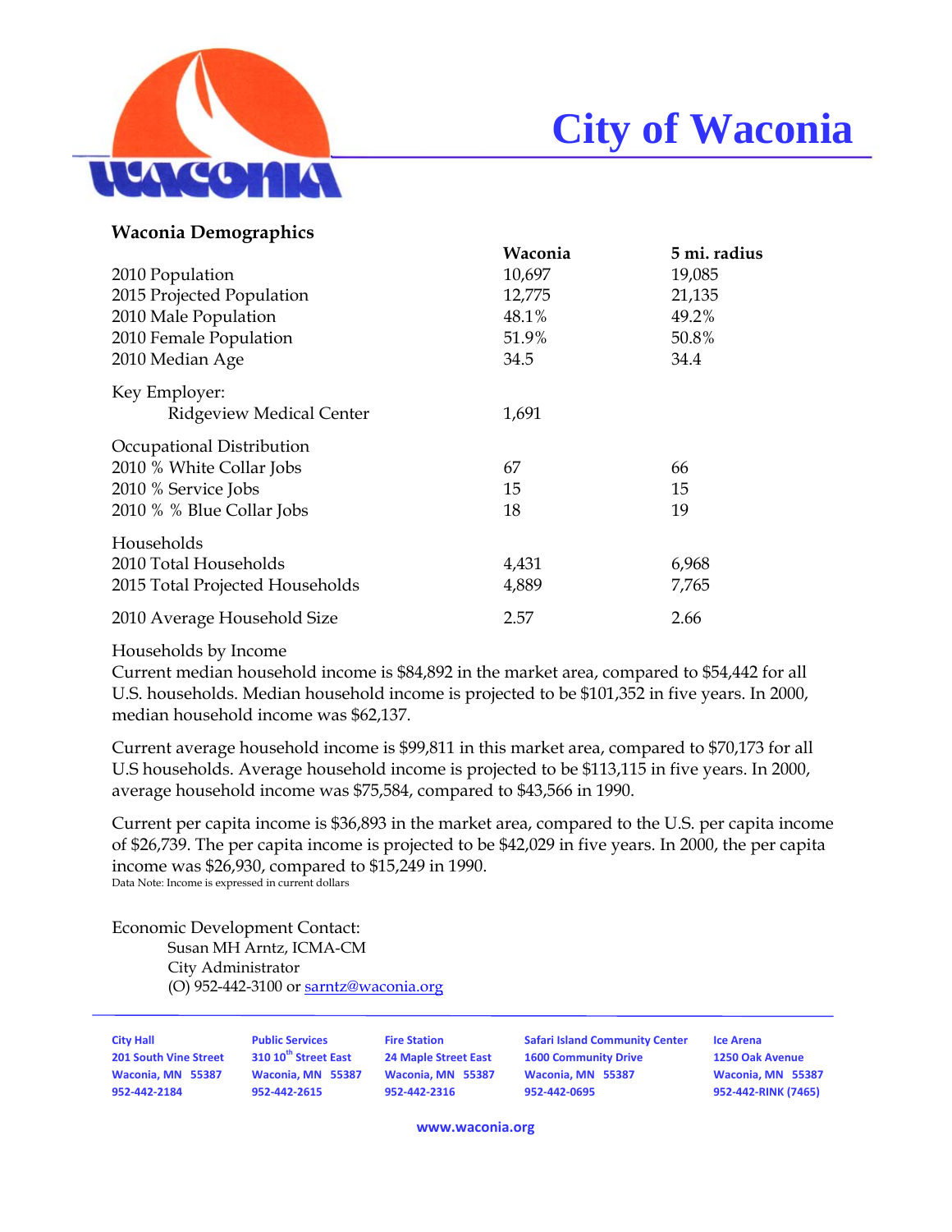# City of Waconia

## Waconia Demographics

| | Waconia | 5 mi. radius |
|---|---|---|
| 2010 Population | 10,697 | 19,085 |
| 2015 Projected Population | 12,775 | 21,135 |
| 2010 Male Population | 48.1% | 49.2% |
| 2010 Female Population | 51.9% | 50.8% |
| 2010 Median Age | 34.5 | 34.4 |
| Key Employer: | | |
| Ridgeview Medical Center | 1,691 | |
| Occupational Distribution | | |
| 2010 % White Collar Jobs | 67 | 66 |
| 2010 % Service Jobs | 15 | 15 |
| 2010 % % Blue Collar Jobs | 18 | 19 |
| Households | | |
| 2010 Total Households | 4,431 | 6,968 |
| 2015 Total Projected Households | 4,889 | 7,765 |
| 2010 Average Household Size | 2.57 | 2.66 |

Households by Income

Current median household income is $84,892 in the market area, compared to $54,442 for all U.S. households. Median household income is projected to be $101,352 in five years. In 2000, median household income was $62,137.

Current average household income is $99,811 in this market area, compared to $70,173 for all U.S households. Average household income is projected to be $113,115 in five years. In 2000, average household income was $75,584, compared to $43,566 in 1990.

Current per capita income is $36,893 in the market area, compared to the U.S. per capita income of $26,739. The per capita income is projected to be $42,029 in five years. In 2000, the per capita income was $26,930, compared to $15,249 in 1990.

Data Note: Income is expressed in current dollars

Economic Development Contact:
Susan MH Arntz, ICMA-CM
City Administrator
(O) 952-442-3100 or sarntz@waconia.org

**City Hall**
201 South Vine Street
Waconia, MN 55387
952-442-2184

**Public Services**
310 10th Street East
Waconia, MN 55387
952-442-2615

**Fire Station**
24 Maple Street East
Waconia, MN 55387
952-442-2316

**Safari Island Community Center**
1600 Community Drive
Waconia, MN 55387
952-442-0695

**Ice Arena**
1250 Oak Avenue
Waconia, MN 55387
952-442-RINK (7465)

www.waconia.org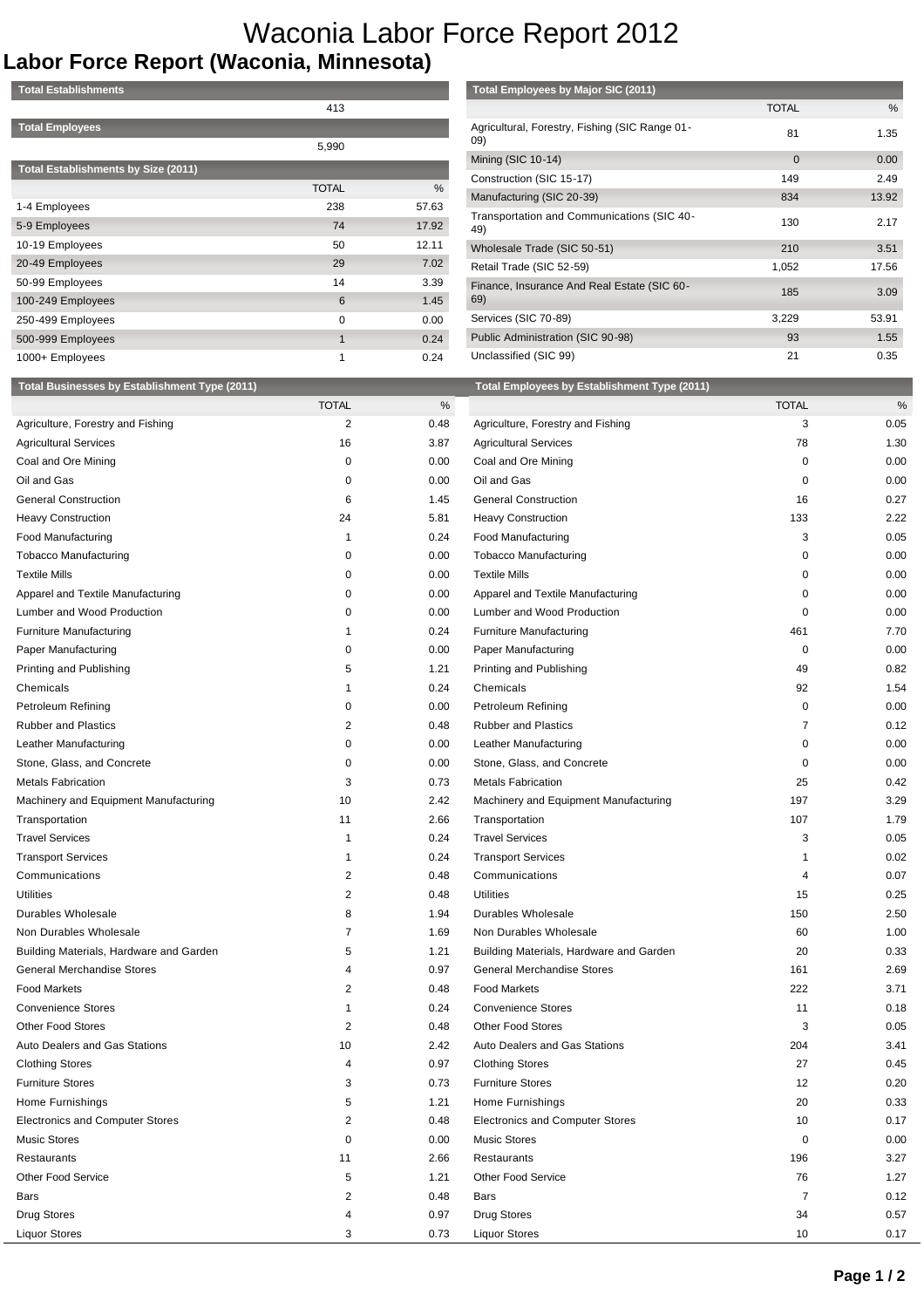# Waconia Labor Force Report 2012

## Labor Force Report (Waconia, Minnesota)

| Total Establishments | |
|---|---|
| 413 | |

| Total Employees | |
|---|---|
| 5,990 | |

| Total Establishments by Size (2011) | | |
|---|---|---|
| | TOTAL | % |
| 1-4 Employees | 238 | 57.63 |
| 5-9 Employees | 74 | 17.92 |
| 10-19 Employees | 50 | 12.11 |
| 20-49 Employees | 29 | 7.02 |
| 50-99 Employees | 14 | 3.39 |
| 100-249 Employees | 6 | 1.45 |
| 250-499 Employees | 0 | 0.00 |
| 500-999 Employees | 1 | 0.24 |
| 1000+ Employees | 1 | 0.24 |

| Total Employees by Major SIC (2011) | | |
|---|---|---|
| | TOTAL | % |
| Agricultural, Forestry, Fishing (SIC Range 01-09) | 81 | 1.35 |
| Mining (SIC 10-14) | 0 | 0.00 |
| Construction (SIC 15-17) | 149 | 2.49 |
| Manufacturing (SIC 20-39) | 834 | 13.92 |
| Transportation and Communications (SIC 40-49) | 130 | 2.17 |
| Wholesale Trade (SIC 50-51) | 210 | 3.51 |
| Retail Trade (SIC 52-59) | 1,052 | 17.56 |
| Finance, Insurance And Real Estate (SIC 60-69) | 185 | 3.09 |
| Services (SIC 70-89) | 3,229 | 53.91 |
| Public Administration (SIC 90-98) | 93 | 1.55 |
| Unclassified (SIC 99) | 21 | 0.35 |

| Total Businesses by Establishment Type (2011) | | |
|---|---|---|
| | TOTAL | % |
| Agriculture, Forestry and Fishing | 2 | 0.48 |
| Agricultural Services | 16 | 3.87 |
| Coal and Ore Mining | 0 | 0.00 |
| Oil and Gas | 0 | 0.00 |
| General Construction | 6 | 1.45 |
| Heavy Construction | 24 | 5.81 |
| Food Manufacturing | 1 | 0.24 |
| Tobacco Manufacturing | 0 | 0.00 |
| Textile Mills | 0 | 0.00 |
| Apparel and Textile Manufacturing | 0 | 0.00 |
| Lumber and Wood Production | 0 | 0.00 |
| Furniture Manufacturing | 1 | 0.24 |
| Paper Manufacturing | 0 | 0.00 |
| Printing and Publishing | 5 | 1.21 |
| Chemicals | 1 | 0.24 |
| Petroleum Refining | 0 | 0.00 |
| Rubber and Plastics | 2 | 0.48 |
| Leather Manufacturing | 0 | 0.00 |
| Stone, Glass, and Concrete | 0 | 0.00 |
| Metals Fabrication | 3 | 0.73 |
| Machinery and Equipment Manufacturing | 10 | 2.42 |
| Transportation | 11 | 2.66 |
| Travel Services | 1 | 0.24 |
| Transport Services | 1 | 0.24 |
| Communications | 2 | 0.48 |
| Utilities | 2 | 0.48 |
| Durables Wholesale | 8 | 1.94 |
| Non Durables Wholesale | 7 | 1.69 |
| Building Materials, Hardware and Garden | 5 | 1.21 |
| General Merchandise Stores | 4 | 0.97 |
| Food Markets | 2 | 0.48 |
| Convenience Stores | 1 | 0.24 |
| Other Food Stores | 2 | 0.48 |
| Auto Dealers and Gas Stations | 10 | 2.42 |
| Clothing Stores | 4 | 0.97 |
| Furniture Stores | 3 | 0.73 |
| Home Furnishings | 5 | 1.21 |
| Electronics and Computer Stores | 2 | 0.48 |
| Music Stores | 0 | 0.00 |
| Restaurants | 11 | 2.66 |
| Other Food Service | 5 | 1.21 |
| Bars | 2 | 0.48 |
| Drug Stores | 4 | 0.97 |
| Liquor Stores | 3 | 0.73 |

| Total Employees by Establishment Type (2011) | | |
|---|---|---|
| | TOTAL | % |
| Agriculture, Forestry and Fishing | 3 | 0.05 |
| Agricultural Services | 78 | 1.30 |
| Coal and Ore Mining | 0 | 0.00 |
| Oil and Gas | 0 | 0.00 |
| General Construction | 16 | 0.27 |
| Heavy Construction | 133 | 2.22 |
| Food Manufacturing | 3 | 0.05 |
| Tobacco Manufacturing | 0 | 0.00 |
| Textile Mills | 0 | 0.00 |
| Apparel and Textile Manufacturing | 0 | 0.00 |
| Lumber and Wood Production | 0 | 0.00 |
| Furniture Manufacturing | 461 | 7.70 |
| Paper Manufacturing | 0 | 0.00 |
| Printing and Publishing | 49 | 0.82 |
| Chemicals | 92 | 1.54 |
| Petroleum Refining | 0 | 0.00 |
| Rubber and Plastics | 7 | 0.12 |
| Leather Manufacturing | 0 | 0.00 |
| Stone, Glass, and Concrete | 0 | 0.00 |
| Metals Fabrication | 25 | 0.42 |
| Machinery and Equipment Manufacturing | 197 | 3.29 |
| Transportation | 107 | 1.79 |
| Travel Services | 3 | 0.05 |
| Transport Services | 1 | 0.02 |
| Communications | 4 | 0.07 |
| Utilities | 15 | 0.25 |
| Durables Wholesale | 150 | 2.50 |
| Non Durables Wholesale | 60 | 1.00 |
| Building Materials, Hardware and Garden | 20 | 0.33 |
| General Merchandise Stores | 161 | 2.69 |
| Food Markets | 222 | 3.71 |
| Convenience Stores | 11 | 0.18 |
| Other Food Stores | 3 | 0.05 |
| Auto Dealers and Gas Stations | 204 | 3.41 |
| Clothing Stores | 27 | 0.45 |
| Furniture Stores | 12 | 0.20 |
| Home Furnishings | 20 | 0.33 |
| Electronics and Computer Stores | 10 | 0.17 |
| Music Stores | 0 | 0.00 |
| Restaurants | 196 | 3.27 |
| Other Food Service | 76 | 1.27 |
| Bars | 7 | 0.12 |
| Drug Stores | 34 | 0.57 |
| Liquor Stores | 10 | 0.17 |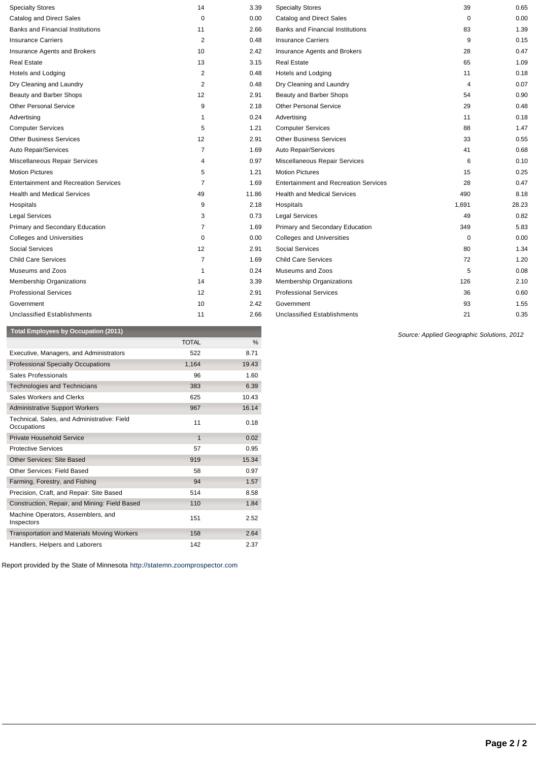| | | |
|---|---|---|
| Specialty Stores | 14 | 3.39 |
| Catalog and Direct Sales | 0 | 0.00 |
| Banks and Financial Institutions | 11 | 2.66 |
| Insurance Carriers | 2 | 0.48 |
| Insurance Agents and Brokers | 10 | 2.42 |
| Real Estate | 13 | 3.15 |
| Hotels and Lodging | 2 | 0.48 |
| Dry Cleaning and Laundry | 2 | 0.48 |
| Beauty and Barber Shops | 12 | 2.91 |
| Other Personal Service | 9 | 2.18 |
| Advertising | 1 | 0.24 |
| Computer Services | 5 | 1.21 |
| Other Business Services | 12 | 2.91 |
| Auto Repair/Services | 7 | 1.69 |
| Miscellaneous Repair Services | 4 | 0.97 |
| Motion Pictures | 5 | 1.21 |
| Entertainment and Recreation Services | 7 | 1.69 |
| Health and Medical Services | 49 | 11.86 |
| Hospitals | 9 | 2.18 |
| Legal Services | 3 | 0.73 |
| Primary and Secondary Education | 7 | 1.69 |
| Colleges and Universities | 0 | 0.00 |
| Social Services | 12 | 2.91 |
| Child Care Services | 7 | 1.69 |
| Museums and Zoos | 1 | 0.24 |
| Membership Organizations | 14 | 3.39 |
| Professional Services | 12 | 2.91 |
| Government | 10 | 2.42 |
| Unclassified Establishments | 11 | 2.66 |

| | | |
|---|---|---|
| Specialty Stores | 39 | 0.65 |
| Catalog and Direct Sales | 0 | 0.00 |
| Banks and Financial Institutions | 83 | 1.39 |
| Insurance Carriers | 9 | 0.15 |
| Insurance Agents and Brokers | 28 | 0.47 |
| Real Estate | 65 | 1.09 |
| Hotels and Lodging | 11 | 0.18 |
| Dry Cleaning and Laundry | 4 | 0.07 |
| Beauty and Barber Shops | 54 | 0.90 |
| Other Personal Service | 29 | 0.48 |
| Advertising | 11 | 0.18 |
| Computer Services | 88 | 1.47 |
| Other Business Services | 33 | 0.55 |
| Auto Repair/Services | 41 | 0.68 |
| Miscellaneous Repair Services | 6 | 0.10 |
| Motion Pictures | 15 | 0.25 |
| Entertainment and Recreation Services | 28 | 0.47 |
| Health and Medical Services | 490 | 8.18 |
| Hospitals | 1,691 | 28.23 |
| Legal Services | 49 | 0.82 |
| Primary and Secondary Education | 349 | 5.83 |
| Colleges and Universities | 0 | 0.00 |
| Social Services | 80 | 1.34 |
| Child Care Services | 72 | 1.20 |
| Museums and Zoos | 5 | 0.08 |
| Membership Organizations | 126 | 2.10 |
| Professional Services | 36 | 0.60 |
| Government | 93 | 1.55 |
| Unclassified Establishments | 21 | 0.35 |

*Source: Applied Geographic Solutions, 2012*

**Total Employees by Occupation (2011)**

| | TOTAL | % |
|---|---|---|
| Executive, Managers, and Administrators | 522 | 8.71 |
| Professional Specialty Occupations | 1,164 | 19.43 |
| Sales Professionals | 96 | 1.60 |
| Technologies and Technicians | 383 | 6.39 |
| Sales Workers and Clerks | 625 | 10.43 |
| Administrative Support Workers | 967 | 16.14 |
| Technical, Sales, and Administrative: Field Occupations | 11 | 0.18 |
| Private Household Service | 1 | 0.02 |
| Protective Services | 57 | 0.95 |
| Other Services: Site Based | 919 | 15.34 |
| Other Services: Field Based | 58 | 0.97 |
| Farming, Forestry, and Fishing | 94 | 1.57 |
| Precision, Craft, and Repair: Site Based | 514 | 8.58 |
| Construction, Repair, and Mining: Field Based | 110 | 1.84 |
| Machine Operators, Assemblers, and Inspectors | 151 | 2.52 |
| Transportation and Materials Moving Workers | 158 | 2.64 |
| Handlers, Helpers and Laborers | 142 | 2.37 |

Report provided by the State of Minnesota http://statemn.zoomprospector.com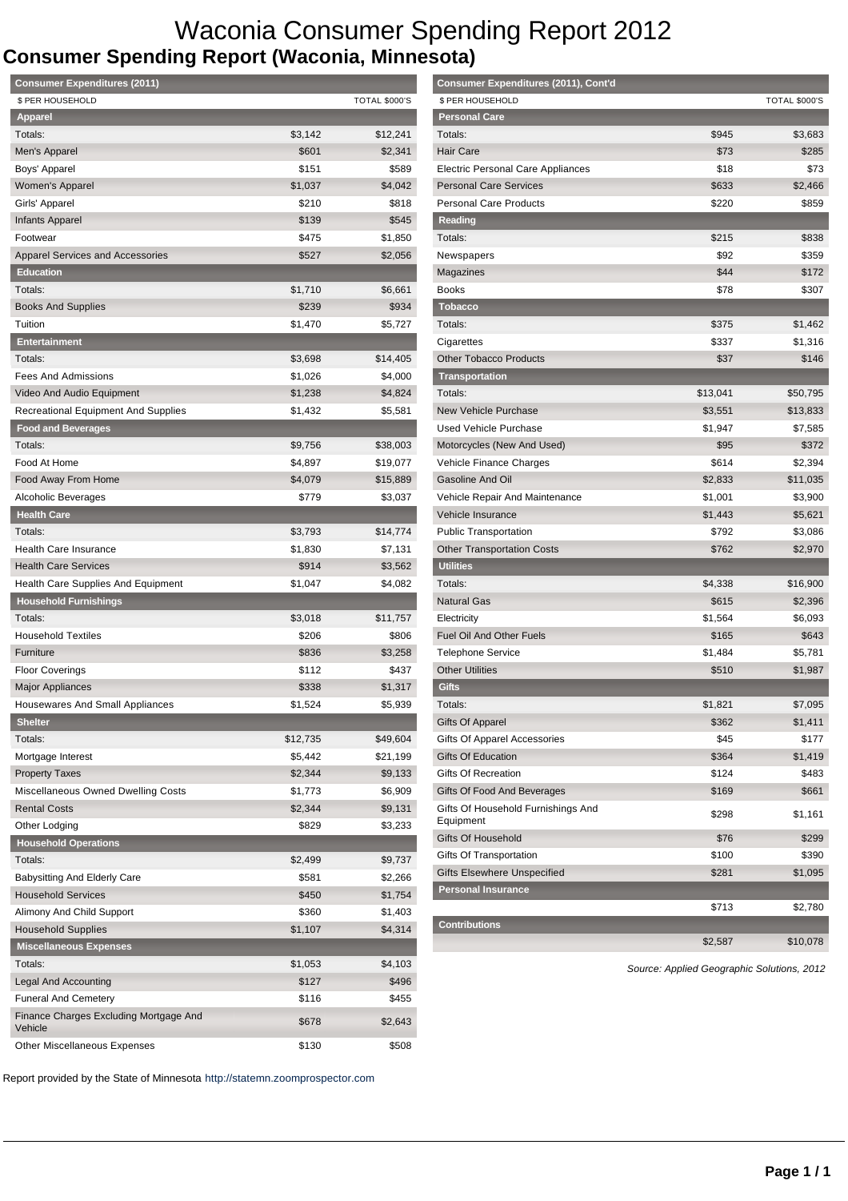# Waconia Consumer Spending Report 2012

## Consumer Spending Report (Waconia, Minnesota)

| Consumer Expenditures (2011) | | |
|---|---|---|
| $ PER HOUSEHOLD | | TOTAL $000'S |
| **Apparel** | | |
| Totals: | $3,142 | $12,241 |
| Men's Apparel | $601 | $2,341 |
| Boys' Apparel | $151 | $589 |
| Women's Apparel | $1,037 | $4,042 |
| Girls' Apparel | $210 | $818 |
| Infants Apparel | $139 | $545 |
| Footwear | $475 | $1,850 |
| Apparel Services and Accessories | $527 | $2,056 |
| **Education** | | |
| Totals: | $1,710 | $6,661 |
| Books And Supplies | $239 | $934 |
| Tuition | $1,470 | $5,727 |
| **Entertainment** | | |
| Totals: | $3,698 | $14,405 |
| Fees And Admissions | $1,026 | $4,000 |
| Video And Audio Equipment | $1,238 | $4,824 |
| Recreational Equipment And Supplies | $1,432 | $5,581 |
| **Food and Beverages** | | |
| Totals: | $9,756 | $38,003 |
| Food At Home | $4,897 | $19,077 |
| Food Away From Home | $4,079 | $15,889 |
| Alcoholic Beverages | $779 | $3,037 |
| **Health Care** | | |
| Totals: | $3,793 | $14,774 |
| Health Care Insurance | $1,830 | $7,131 |
| Health Care Services | $914 | $3,562 |
| Health Care Supplies And Equipment | $1,047 | $4,082 |
| **Household Furnishings** | | |
| Totals: | $3,018 | $11,757 |
| Household Textiles | $206 | $806 |
| Furniture | $836 | $3,258 |
| Floor Coverings | $112 | $437 |
| Major Appliances | $338 | $1,317 |
| Housewares And Small Appliances | $1,524 | $5,939 |
| **Shelter** | | |
| Totals: | $12,735 | $49,604 |
| Mortgage Interest | $5,442 | $21,199 |
| Property Taxes | $2,344 | $9,133 |
| Miscellaneous Owned Dwelling Costs | $1,773 | $6,909 |
| Rental Costs | $2,344 | $9,131 |
| Other Lodging | $829 | $3,233 |
| **Household Operations** | | |
| Totals: | $2,499 | $9,737 |
| Babysitting And Elderly Care | $581 | $2,266 |
| Household Services | $450 | $1,754 |
| Alimony And Child Support | $360 | $1,403 |
| Household Supplies | $1,107 | $4,314 |
| **Miscellaneous Expenses** | | |
| Totals: | $1,053 | $4,103 |
| Legal And Accounting | $127 | $496 |
| Funeral And Cemetery | $116 | $455 |
| Finance Charges Excluding Mortgage And Vehicle | $678 | $2,643 |
| Other Miscellaneous Expenses | $130 | $508 |

| Consumer Expenditures (2011), Cont'd | | |
|---|---|---|
| $ PER HOUSEHOLD | | TOTAL $000'S |
| **Personal Care** | | |
| Totals: | $945 | $3,683 |
| Hair Care | $73 | $285 |
| Electric Personal Care Appliances | $18 | $73 |
| Personal Care Services | $633 | $2,466 |
| Personal Care Products | $220 | $859 |
| **Reading** | | |
| Totals: | $215 | $838 |
| Newspapers | $92 | $359 |
| Magazines | $44 | $172 |
| Books | $78 | $307 |
| **Tobacco** | | |
| Totals: | $375 | $1,462 |
| Cigarettes | $337 | $1,316 |
| Other Tobacco Products | $37 | $146 |
| **Transportation** | | |
| Totals: | $13,041 | $50,795 |
| New Vehicle Purchase | $3,551 | $13,833 |
| Used Vehicle Purchase | $1,947 | $7,585 |
| Motorcycles (New And Used) | $95 | $372 |
| Vehicle Finance Charges | $614 | $2,394 |
| Gasoline And Oil | $2,833 | $11,035 |
| Vehicle Repair And Maintenance | $1,001 | $3,900 |
| Vehicle Insurance | $1,443 | $5,621 |
| Public Transportation | $792 | $3,086 |
| Other Transportation Costs | $762 | $2,970 |
| **Utilities** | | |
| Totals: | $4,338 | $16,900 |
| Natural Gas | $615 | $2,396 |
| Electricity | $1,564 | $6,093 |
| Fuel Oil And Other Fuels | $165 | $643 |
| Telephone Service | $1,484 | $5,781 |
| Other Utilities | $510 | $1,987 |
| **Gifts** | | |
| Totals: | $1,821 | $7,095 |
| Gifts Of Apparel | $362 | $1,411 |
| Gifts Of Apparel Accessories | $45 | $177 |
| Gifts Of Education | $364 | $1,419 |
| Gifts Of Recreation | $124 | $483 |
| Gifts Of Food And Beverages | $169 | $661 |
| Gifts Of Household Furnishings And Equipment | $298 | $1,161 |
| Gifts Of Household | $76 | $299 |
| Gifts Of Transportation | $100 | $390 |
| Gifts Elsewhere Unspecified | $281 | $1,095 |
| **Personal Insurance** | | |
| | $713 | $2,780 |
| **Contributions** | | |
| | $2,587 | $10,078 |

*Source: Applied Geographic Solutions, 2012*

Report provided by the State of Minnesota http://statemn.zoomprospector.com